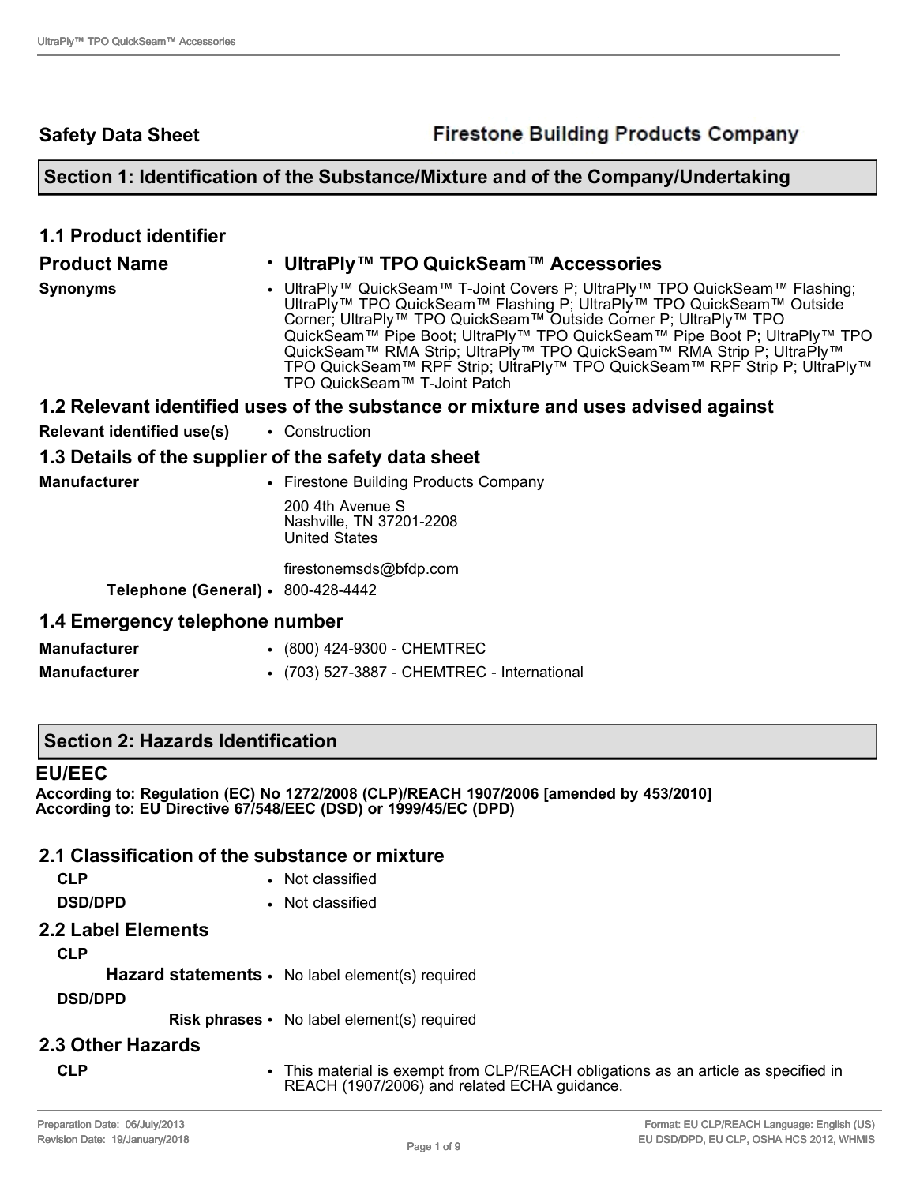**Safety Data Sheet** — **Firestone Building Products Company**

## Section 1: Identification of the Substance/Mixture and of the Company/Undertaking

### 1.1 Product identifier

**Product Name**
- **UltraPly™ TPO QuickSeam™ Accessories**

**Synonyms**
- UltraPly™ QuickSeam™ T-Joint Covers P; UltraPly™ TPO QuickSeam™ Flashing; UltraPly™ TPO QuickSeam™ Flashing P; UltraPly™ TPO QuickSeam™ Outside Corner; UltraPly™ TPO QuickSeam™ Outside Corner P; UltraPly™ TPO QuickSeam™ Pipe Boot; UltraPly™ TPO QuickSeam™ Pipe Boot P; UltraPly™ TPO QuickSeam™ RMA Strip; UltraPly™ TPO QuickSeam™ RMA Strip P; UltraPly™ TPO QuickSeam™ RPF Strip; UltraPly™ TPO QuickSeam™ RPF Strip P; UltraPly™ TPO QuickSeam™ T-Joint Patch

### 1.2 Relevant identified uses of the substance or mixture and uses advised against

**Relevant identified use(s)**
- Construction

### 1.3 Details of the supplier of the safety data sheet

**Manufacturer**
- Firestone Building Products Company

  200 4th Avenue S
  Nashville, TN 37201-2208
  United States

  firestonemsds@bfdp.com

**Telephone (General)**
- 800-428-4442

### 1.4 Emergency telephone number

**Manufacturer**
- (800) 424-9300 - CHEMTREC

**Manufacturer**
- (703) 527-3887 - CHEMTREC - International

## Section 2: Hazards Identification

### EU/EEC

**According to: Regulation (EC) No 1272/2008 (CLP)/REACH 1907/2006 [amended by 453/2010]**
**According to: EU Directive 67/548/EEC (DSD) or 1999/45/EC (DPD)**

### 2.1 Classification of the substance or mixture

**CLP**
- Not classified

**DSD/DPD**
- Not classified

### 2.2 Label Elements

**CLP**

**Hazard statements**
- No label element(s) required

**DSD/DPD**

**Risk phrases**
- No label element(s) required

### 2.3 Other Hazards

**CLP**
- This material is exempt from CLP/REACH obligations as an article as specified in REACH (1907/2006) and related ECHA guidance.

Preparation Date: 06/July/2013
Revision Date: 19/January/2018

Format: EU CLP/REACH Language: English (US)
EU DSD/DPD, EU CLP, OSHA HCS 2012, WHMIS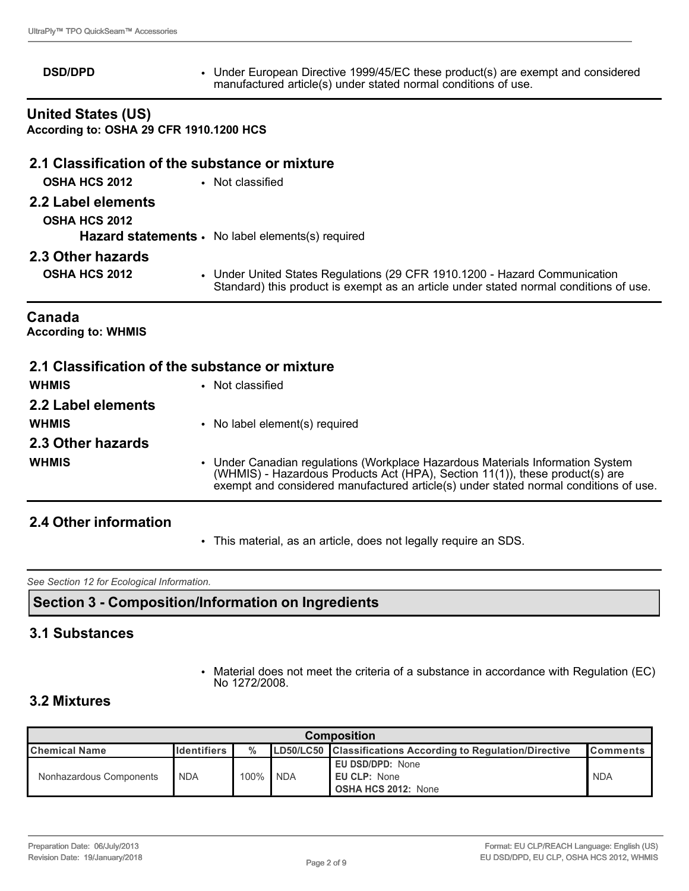| | |
|---|---|
| **DSD/DPD** | • Under European Directive 1999/45/EC these product(s) are exempt and considered manufactured article(s) under stated normal conditions of use. |

## United States (US)

**According to: OSHA 29 CFR 1910.1200 HCS**

### 2.1 Classification of the substance or mixture

| | |
|---|---|
| **OSHA HCS 2012** | • Not classified |

### 2.2 Label elements

**OSHA HCS 2012**

| | |
|---|---|
| **Hazard statements** | • No label elements(s) required |

### 2.3 Other hazards

| | |
|---|---|
| **OSHA HCS 2012** | • Under United States Regulations (29 CFR 1910.1200 - Hazard Communication Standard) this product is exempt as an article under stated normal conditions of use. |

## Canada

**According to: WHMIS**

### 2.1 Classification of the substance or mixture

| | |
|---|---|
| **WHMIS** | • Not classified |

### 2.2 Label elements

| | |
|---|---|
| **WHMIS** | • No label element(s) required |

### 2.3 Other hazards

| | |
|---|---|
| **WHMIS** | • Under Canadian regulations (Workplace Hazardous Materials Information System (WHMIS) - Hazardous Products Act (HPA), Section 11(1)), these product(s) are exempt and considered manufactured article(s) under stated normal conditions of use. |

### 2.4 Other information

- This material, as an article, does not legally require an SDS.

*See Section 12 for Ecological Information.*

## Section 3 - Composition/Information on Ingredients

### 3.1 Substances

- Material does not meet the criteria of a substance in accordance with Regulation (EC) No 1272/2008.

### 3.2 Mixtures

| **Composition** | | | | | |
|---|---|---|---|---|---|
| **Chemical Name** | **Identifiers** | **%** | **LD50/LC50** | **Classifications According to Regulation/Directive** | **Comments** |
| Nonhazardous Components | NDA | 100% | NDA | **EU DSD/DPD:** None<br>**EU CLP:** None<br>**OSHA HCS 2012:** None | NDA |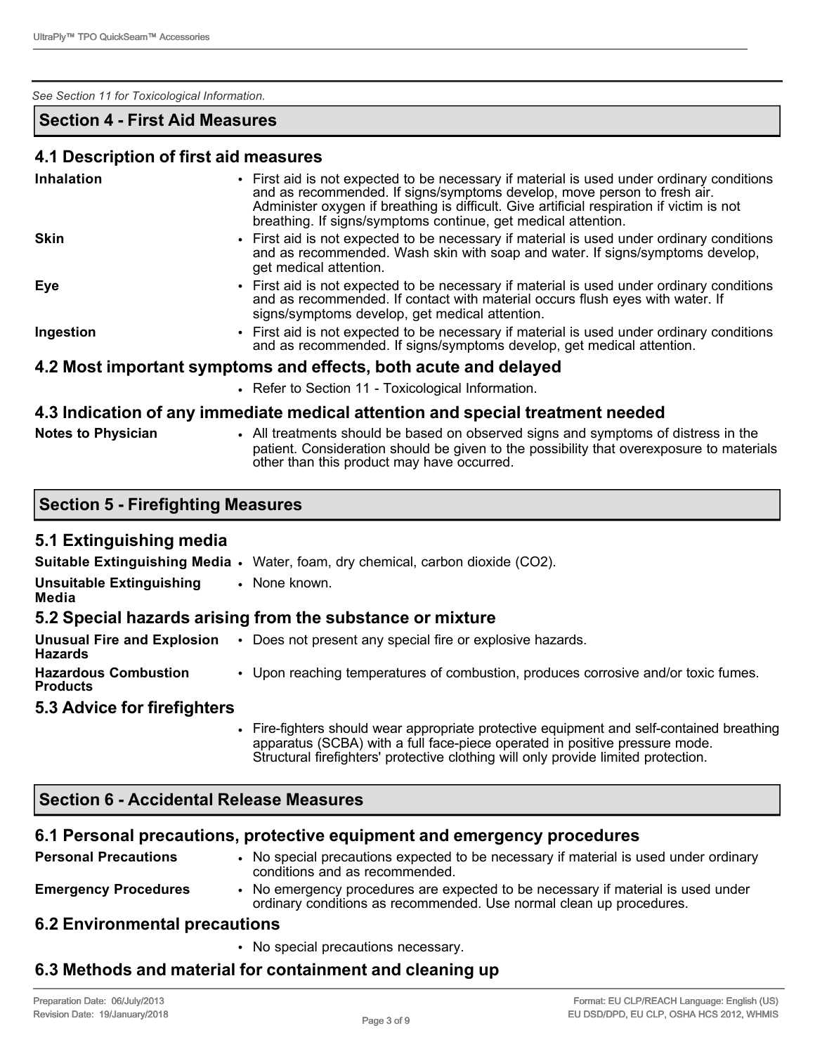*See Section 11 for Toxicological Information.*

## Section 4 - First Aid Measures

### 4.1 Description of first aid measures

**Inhalation**
- First aid is not expected to be necessary if material is used under ordinary conditions and as recommended. If signs/symptoms develop, move person to fresh air. Administer oxygen if breathing is difficult. Give artificial respiration if victim is not breathing. If signs/symptoms continue, get medical attention.

**Skin**
- First aid is not expected to be necessary if material is used under ordinary conditions and as recommended. Wash skin with soap and water. If signs/symptoms develop, get medical attention.

**Eye**
- First aid is not expected to be necessary if material is used under ordinary conditions and as recommended. If contact with material occurs flush eyes with water. If signs/symptoms develop, get medical attention.

**Ingestion**
- First aid is not expected to be necessary if material is used under ordinary conditions and as recommended. If signs/symptoms develop, get medical attention.

### 4.2 Most important symptoms and effects, both acute and delayed

- Refer to Section 11 - Toxicological Information.

### 4.3 Indication of any immediate medical attention and special treatment needed

**Notes to Physician**
- All treatments should be based on observed signs and symptoms of distress in the patient. Consideration should be given to the possibility that overexposure to materials other than this product may have occurred.

## Section 5 - Firefighting Measures

### 5.1 Extinguishing media

**Suitable Extinguishing Media**
- Water, foam, dry chemical, carbon dioxide ($CO_2$).

**Unsuitable Extinguishing Media**
- None known.

### 5.2 Special hazards arising from the substance or mixture

**Unusual Fire and Explosion Hazards**
- Does not present any special fire or explosive hazards.

**Hazardous Combustion Products**
- Upon reaching temperatures of combustion, produces corrosive and/or toxic fumes.

### 5.3 Advice for firefighters

- Fire-fighters should wear appropriate protective equipment and self-contained breathing apparatus (SCBA) with a full face-piece operated in positive pressure mode. Structural firefighters' protective clothing will only provide limited protection.

## Section 6 - Accidental Release Measures

### 6.1 Personal precautions, protective equipment and emergency procedures

**Personal Precautions**
- No special precautions expected to be necessary if material is used under ordinary conditions and as recommended.

**Emergency Procedures**
- No emergency procedures are expected to be necessary if material is used under ordinary conditions as recommended. Use normal clean up procedures.

### 6.2 Environmental precautions

- No special precautions necessary.

### 6.3 Methods and material for containment and cleaning up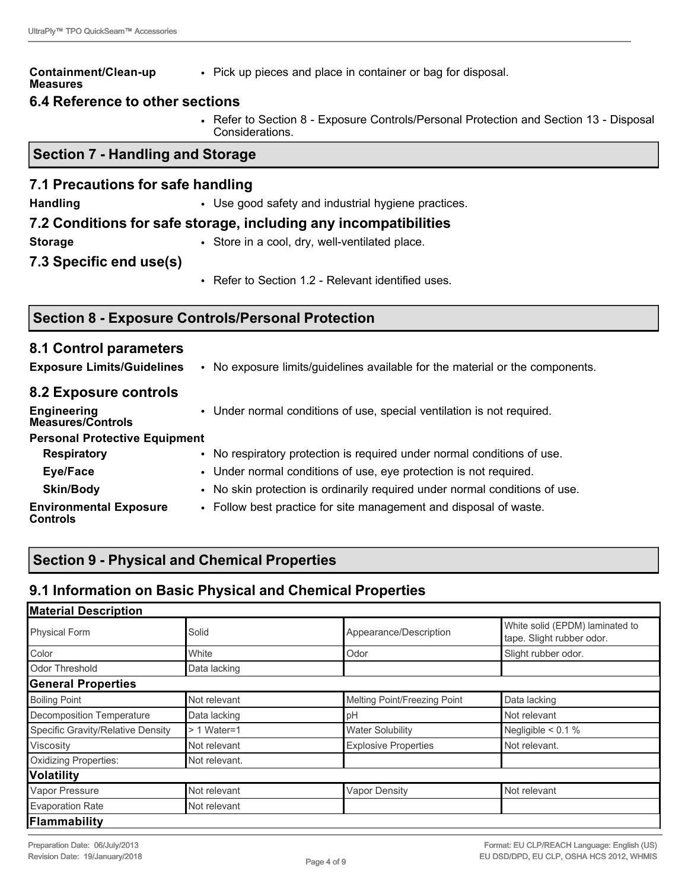**Containment/Clean-up Measures**
- Pick up pieces and place in container or bag for disposal.

### 6.4 Reference to other sections

- Refer to Section 8 - Exposure Controls/Personal Protection and Section 13 - Disposal Considerations.

## Section 7 - Handling and Storage

### 7.1 Precautions for safe handling

**Handling**
- Use good safety and industrial hygiene practices.

### 7.2 Conditions for safe storage, including any incompatibilities

**Storage**
- Store in a cool, dry, well-ventilated place.

### 7.3 Specific end use(s)

- Refer to Section 1.2 - Relevant identified uses.

## Section 8 - Exposure Controls/Personal Protection

### 8.1 Control parameters

**Exposure Limits/Guidelines**
- No exposure limits/guidelines available for the material or the components.

### 8.2 Exposure controls

**Engineering Measures/Controls**
- Under normal conditions of use, special ventilation is not required.

**Personal Protective Equipment**

**Respiratory**
- No respiratory protection is required under normal conditions of use.

**Eye/Face**
- Under normal conditions of use, eye protection is not required.

**Skin/Body**
- No skin protection is ordinarily required under normal conditions of use.

**Environmental Exposure Controls**
- Follow best practice for site management and disposal of waste.

## Section 9 - Physical and Chemical Properties

### 9.1 Information on Basic Physical and Chemical Properties

| **Material Description** | | | |
|---|---|---|---|
| Physical Form | Solid | Appearance/Description | White solid (EPDM) laminated to tape. Slight rubber odor. |
| Color | White | Odor | Slight rubber odor. |
| Odor Threshold | Data lacking | | |
| **General Properties** | | | |
| Boiling Point | Not relevant | Melting Point/Freezing Point | Data lacking |
| Decomposition Temperature | Data lacking | pH | Not relevant |
| Specific Gravity/Relative Density | > 1 Water=1 | Water Solubility | Negligible < 0.1 % |
| Viscosity | Not relevant | Explosive Properties | Not relevant. |
| Oxidizing Properties: | Not relevant. | | |
| **Volatility** | | | |
| Vapor Pressure | Not relevant | Vapor Density | Not relevant |
| Evaporation Rate | Not relevant | | |
| **Flammability** | | | |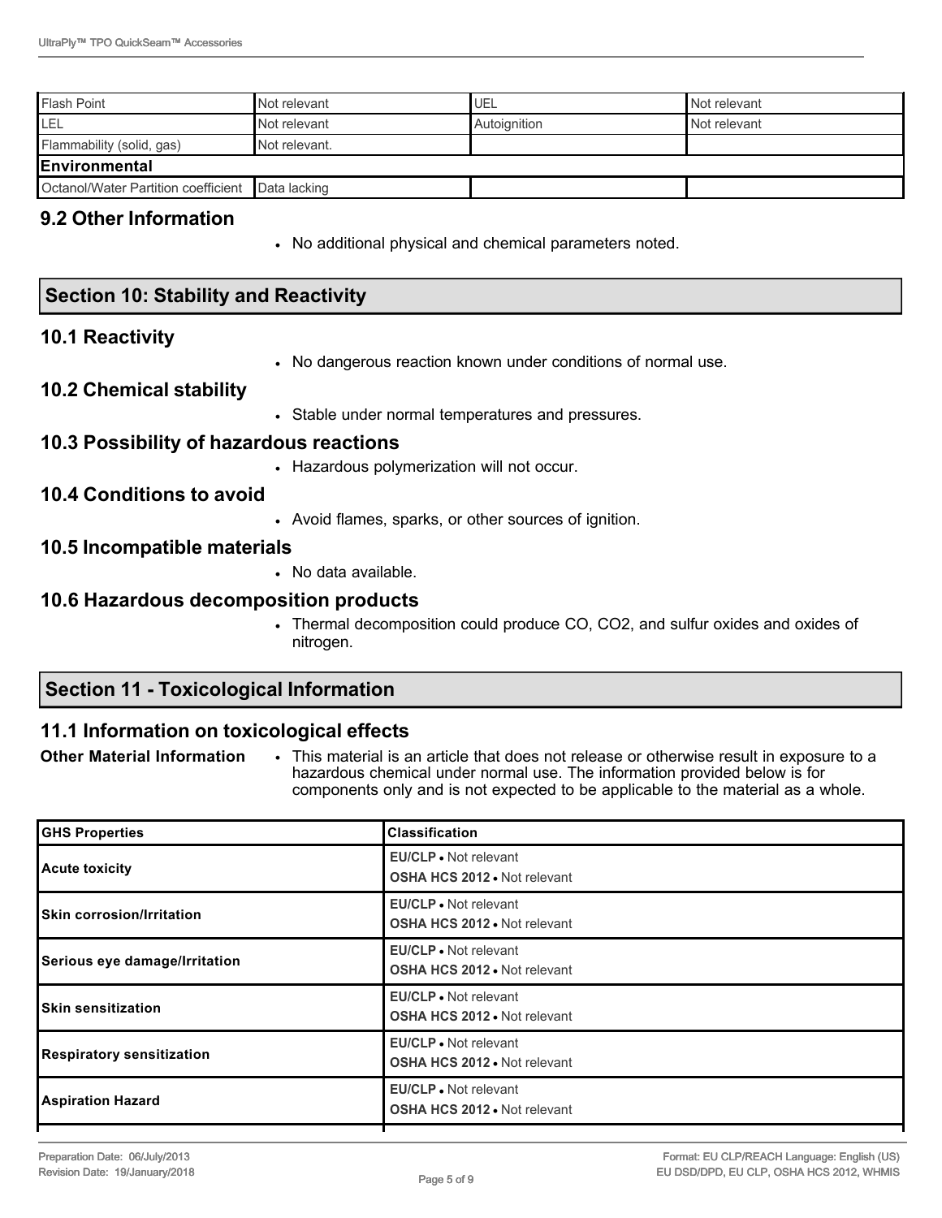| Flash Point | Not relevant | UEL | Not relevant |
|---|---|---|---|
| LEL | Not relevant | Autoignition | Not relevant |
| Flammability (solid, gas) | Not relevant. | | |
| **Environmental** | | | |
| Octanol/Water Partition coefficient | Data lacking | | |

### 9.2 Other Information

- No additional physical and chemical parameters noted.

## Section 10: Stability and Reactivity

### 10.1 Reactivity

- No dangerous reaction known under conditions of normal use.

### 10.2 Chemical stability

- Stable under normal temperatures and pressures.

### 10.3 Possibility of hazardous reactions

- Hazardous polymerization will not occur.

### 10.4 Conditions to avoid

- Avoid flames, sparks, or other sources of ignition.

### 10.5 Incompatible materials

- No data available.

### 10.6 Hazardous decomposition products

- Thermal decomposition could produce CO, $CO_2$, and sulfur oxides and oxides of nitrogen.

## Section 11 - Toxicological Information

### 11.1 Information on toxicological effects

**Other Material Information**

- This material is an article that does not release or otherwise result in exposure to a hazardous chemical under normal use. The information provided below is for components only and is not expected to be applicable to the material as a whole.

| GHS Properties | Classification |
|---|---|
| **Acute toxicity** | **EU/CLP** • Not relevant<br>**OSHA HCS 2012** • Not relevant |
| **Skin corrosion/Irritation** | **EU/CLP** • Not relevant<br>**OSHA HCS 2012** • Not relevant |
| **Serious eye damage/Irritation** | **EU/CLP** • Not relevant<br>**OSHA HCS 2012** • Not relevant |
| **Skin sensitization** | **EU/CLP** • Not relevant<br>**OSHA HCS 2012** • Not relevant |
| **Respiratory sensitization** | **EU/CLP** • Not relevant<br>**OSHA HCS 2012** • Not relevant |
| **Aspiration Hazard** | **EU/CLP** • Not relevant<br>**OSHA HCS 2012** • Not relevant |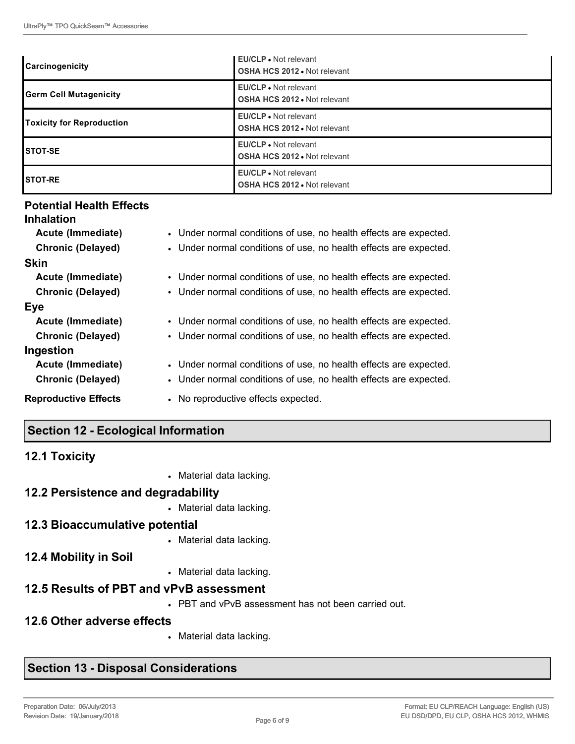| | |
|---|---|
| **Carcinogenicity** | **EU/CLP** • Not relevant<br>**OSHA HCS 2012** • Not relevant |
| **Germ Cell Mutagenicity** | **EU/CLP** • Not relevant<br>**OSHA HCS 2012** • Not relevant |
| **Toxicity for Reproduction** | **EU/CLP** • Not relevant<br>**OSHA HCS 2012** • Not relevant |
| **STOT-SE** | **EU/CLP** • Not relevant<br>**OSHA HCS 2012** • Not relevant |
| **STOT-RE** | **EU/CLP** • Not relevant<br>**OSHA HCS 2012** • Not relevant |

### Potential Health Effects

**Inhalation**

- **Acute (Immediate)** • Under normal conditions of use, no health effects are expected.
- **Chronic (Delayed)** • Under normal conditions of use, no health effects are expected.

**Skin**

- **Acute (Immediate)** • Under normal conditions of use, no health effects are expected.
- **Chronic (Delayed)** • Under normal conditions of use, no health effects are expected.

**Eye**

- **Acute (Immediate)** • Under normal conditions of use, no health effects are expected.
- **Chronic (Delayed)** • Under normal conditions of use, no health effects are expected.

**Ingestion**

- **Acute (Immediate)** • Under normal conditions of use, no health effects are expected.
- **Chronic (Delayed)** • Under normal conditions of use, no health effects are expected.

**Reproductive Effects** • No reproductive effects expected.

## Section 12 - Ecological Information

### 12.1 Toxicity

- Material data lacking.

### 12.2 Persistence and degradability

- Material data lacking.

### 12.3 Bioaccumulative potential

- Material data lacking.

### 12.4 Mobility in Soil

- Material data lacking.

### 12.5 Results of PBT and vPvB assessment

- PBT and vPvB assessment has not been carried out.

### 12.6 Other adverse effects

- Material data lacking.

## Section 13 - Disposal Considerations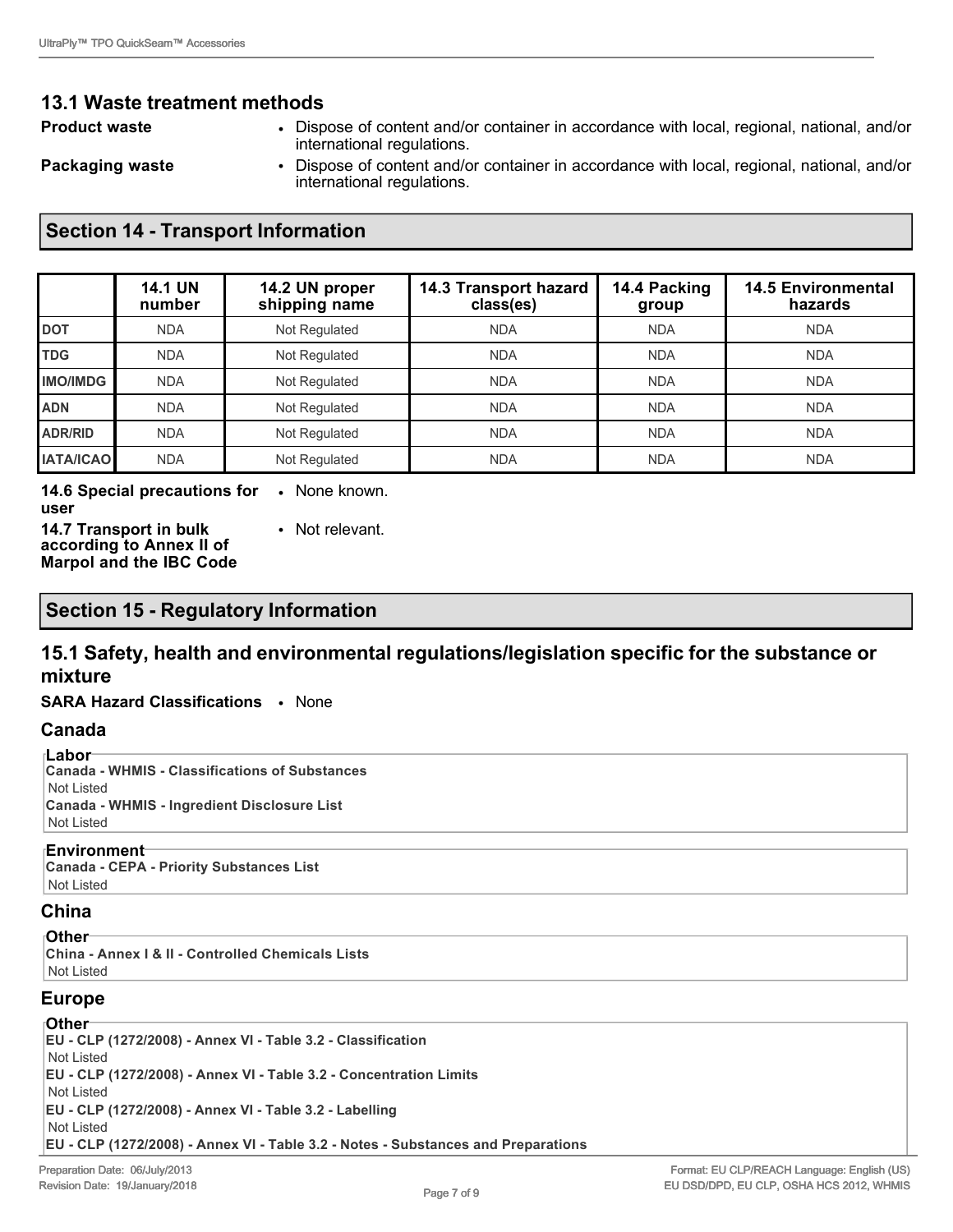## 13.1 Waste treatment methods

**Product waste**
- Dispose of content and/or container in accordance with local, regional, national, and/or international regulations.

**Packaging waste**
- Dispose of content and/or container in accordance with local, regional, national, and/or international regulations.

## Section 14 - Transport Information

| | 14.1 UN number | 14.2 UN proper shipping name | 14.3 Transport hazard class(es) | 14.4 Packing group | 14.5 Environmental hazards |
|---|---|---|---|---|---|
| DOT | NDA | Not Regulated | NDA | NDA | NDA |
| TDG | NDA | Not Regulated | NDA | NDA | NDA |
| IMO/IMDG | NDA | Not Regulated | NDA | NDA | NDA |
| ADN | NDA | Not Regulated | NDA | NDA | NDA |
| ADR/RID | NDA | Not Regulated | NDA | NDA | NDA |
| IATA/ICAO | NDA | Not Regulated | NDA | NDA | NDA |

**14.6 Special precautions for user**
- None known.

**14.7 Transport in bulk according to Annex II of Marpol and the IBC Code**
- Not relevant.

## Section 15 - Regulatory Information

### 15.1 Safety, health and environmental regulations/legislation specific for the substance or mixture

**SARA Hazard Classifications**
- None

### Canada

**Labor**

**Canada - WHMIS - Classifications of Substances**
Not Listed

**Canada - WHMIS - Ingredient Disclosure List**
Not Listed

**Environment**

**Canada - CEPA - Priority Substances List**
Not Listed

### China

**Other**

**China - Annex I & II - Controlled Chemicals Lists**
Not Listed

### Europe

**Other**

**EU - CLP (1272/2008) - Annex VI - Table 3.2 - Classification**
Not Listed

**EU - CLP (1272/2008) - Annex VI - Table 3.2 - Concentration Limits**
Not Listed

**EU - CLP (1272/2008) - Annex VI - Table 3.2 - Labelling**
Not Listed

**EU - CLP (1272/2008) - Annex VI - Table 3.2 - Notes - Substances and Preparations**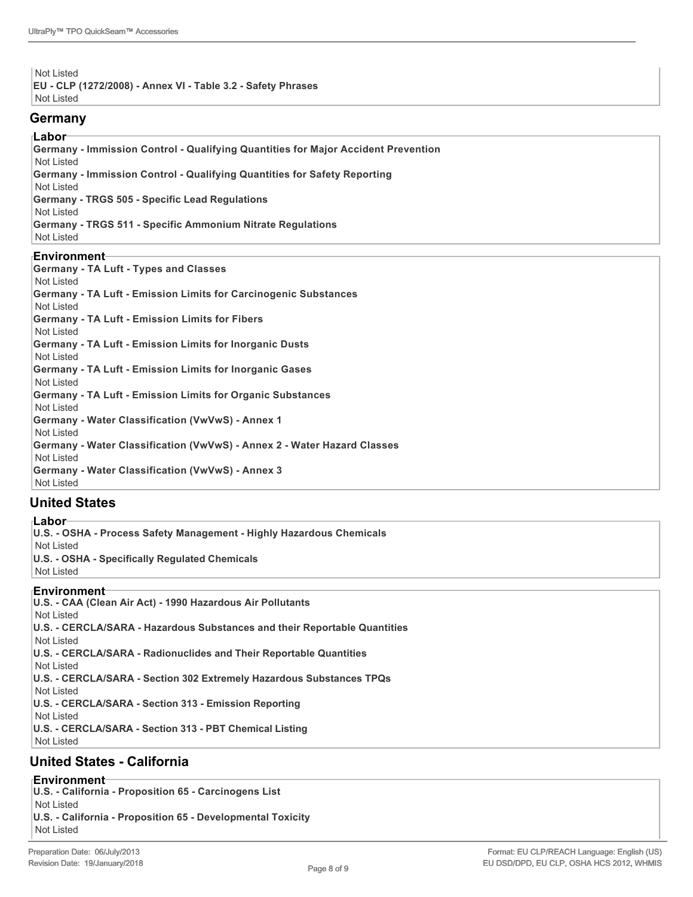Not Listed

**EU - CLP (1272/2008) - Annex VI - Table 3.2 - Safety Phrases**

Not Listed

## Germany

### Labor

**Germany - Immission Control - Qualifying Quantities for Major Accident Prevention**

Not Listed

**Germany - Immission Control - Qualifying Quantities for Safety Reporting**

Not Listed

**Germany - TRGS 505 - Specific Lead Regulations**

Not Listed

**Germany - TRGS 511 - Specific Ammonium Nitrate Regulations**

Not Listed

### Environment

**Germany - TA Luft - Types and Classes**

Not Listed

**Germany - TA Luft - Emission Limits for Carcinogenic Substances**

Not Listed

**Germany - TA Luft - Emission Limits for Fibers**

Not Listed

**Germany - TA Luft - Emission Limits for Inorganic Dusts**

Not Listed

**Germany - TA Luft - Emission Limits for Inorganic Gases**

Not Listed

**Germany - TA Luft - Emission Limits for Organic Substances**

Not Listed

**Germany - Water Classification (VwVwS) - Annex 1**

Not Listed

**Germany - Water Classification (VwVwS) - Annex 2 - Water Hazard Classes**

Not Listed

**Germany - Water Classification (VwVwS) - Annex 3**

Not Listed

## United States

### Labor

**U.S. - OSHA - Process Safety Management - Highly Hazardous Chemicals**

Not Listed

**U.S. - OSHA - Specifically Regulated Chemicals**

Not Listed

### Environment

**U.S. - CAA (Clean Air Act) - 1990 Hazardous Air Pollutants**

Not Listed

**U.S. - CERCLA/SARA - Hazardous Substances and their Reportable Quantities**

Not Listed

**U.S. - CERCLA/SARA - Radionuclides and Their Reportable Quantities**

Not Listed

**U.S. - CERCLA/SARA - Section 302 Extremely Hazardous Substances TPQs**

Not Listed

**U.S. - CERCLA/SARA - Section 313 - Emission Reporting**

Not Listed

**U.S. - CERCLA/SARA - Section 313 - PBT Chemical Listing**

Not Listed

## United States - California

### Environment

**U.S. - California - Proposition 65 - Carcinogens List**

Not Listed

**U.S. - California - Proposition 65 - Developmental Toxicity**

Not Listed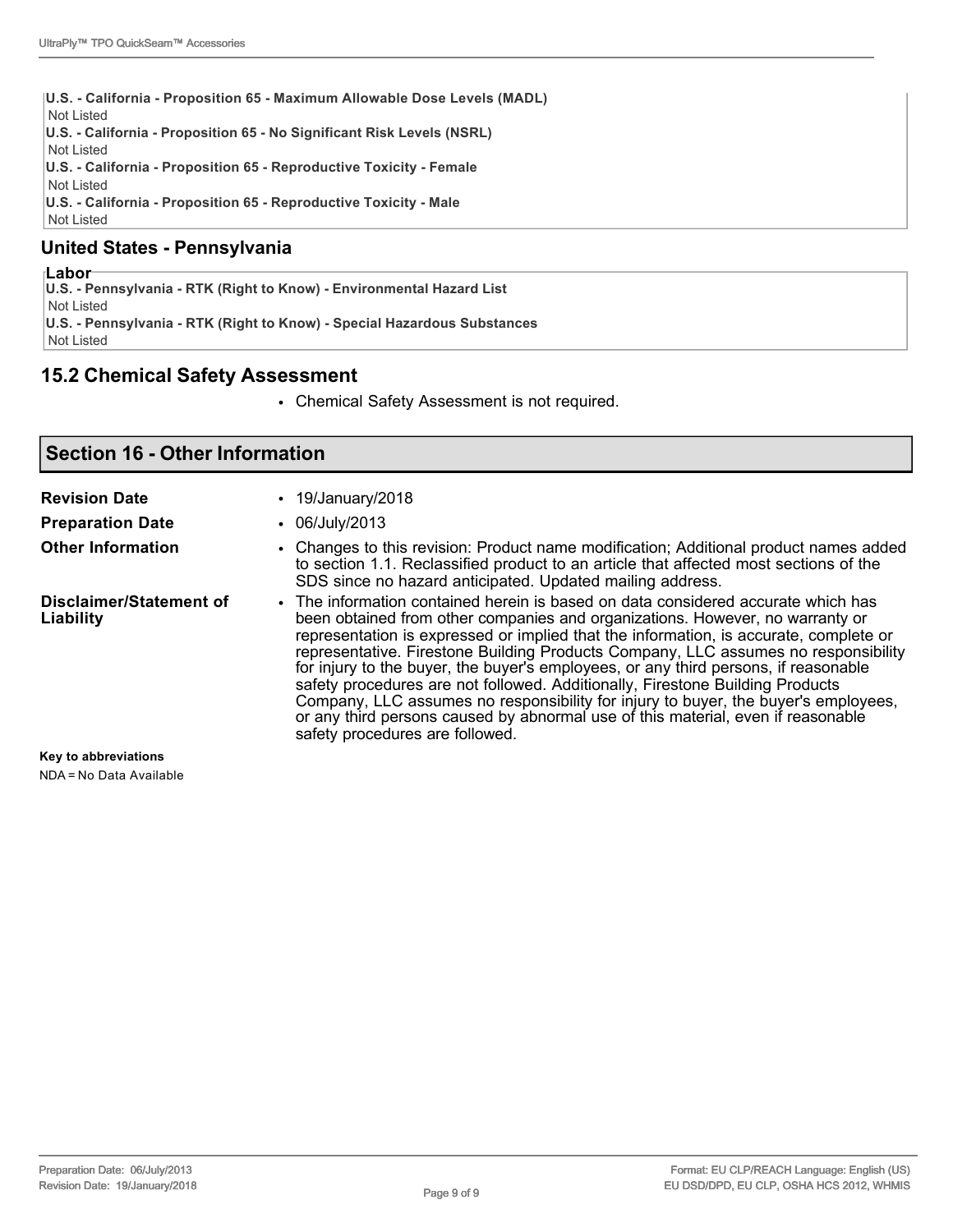**U.S. - California - Proposition 65 - Maximum Allowable Dose Levels (MADL)**
Not Listed
**U.S. - California - Proposition 65 - No Significant Risk Levels (NSRL)**
Not Listed
**U.S. - California - Proposition 65 - Reproductive Toxicity - Female**
Not Listed
**U.S. - California - Proposition 65 - Reproductive Toxicity - Male**
Not Listed

### United States - Pennsylvania

**Labor**
**U.S. - Pennsylvania - RTK (Right to Know) - Environmental Hazard List**
Not Listed
**U.S. - Pennsylvania - RTK (Right to Know) - Special Hazardous Substances**
Not Listed

### 15.2 Chemical Safety Assessment

- Chemical Safety Assessment is not required.

## Section 16 - Other Information

**Revision Date**
- 19/January/2018

**Preparation Date**
- 06/July/2013

**Other Information**
- Changes to this revision: Product name modification; Additional product names added to section 1.1. Reclassified product to an article that affected most sections of the SDS since no hazard anticipated. Updated mailing address.

**Disclaimer/Statement of Liability**
- The information contained herein is based on data considered accurate which has been obtained from other companies and organizations. However, no warranty or representation is expressed or implied that the information, is accurate, complete or representative. Firestone Building Products Company, LLC assumes no responsibility for injury to the buyer, the buyer's employees, or any third persons, if reasonable safety procedures are not followed. Additionally, Firestone Building Products Company, LLC assumes no responsibility for injury to buyer, the buyer's employees, or any third persons caused by abnormal use of this material, even if reasonable safety procedures are followed.

**Key to abbreviations**
NDA = No Data Available